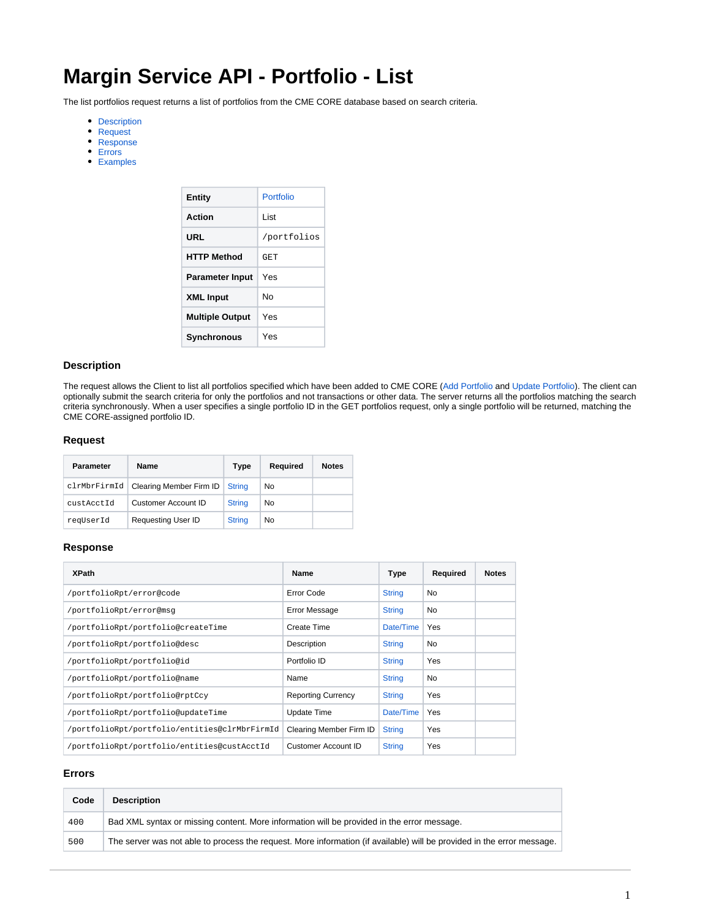# Margin Service API - Portfolio - List

The list portfolios request returns a list of portfolios from the CME CORE database based on search criteria.

- Description
- Request
- Response
- Errors
- Examples

| | |
|---|---|
| **Entity** | Portfolio |
| **Action** | List |
| **URL** | `/portfolios` |
| **HTTP Method** | `GET` |
| **Parameter Input** | Yes |
| **XML Input** | No |
| **Multiple Output** | Yes |
| **Synchronous** | Yes |

### Description

The request allows the Client to list all portfolios specified which have been added to CME CORE (Add Portfolio and Update Portfolio). The client can optionally submit the search criteria for only the portfolios and not transactions or other data. The server returns all the portfolios matching the search criteria synchronously. When a user specifies a single portfolio ID in the GET portfolios request, only a single portfolio will be returned, matching the CME CORE-assigned portfolio ID.

### Request

| Parameter | Name | Type | Required | Notes |
|---|---|---|---|---|
| `clrMbrFirmId` | Clearing Member Firm ID | String | No | |
| `custAcctId` | Customer Account ID | String | No | |
| `reqUserId` | Requesting User ID | String | No | |

### Response

| XPath | Name | Type | Required | Notes |
|---|---|---|---|---|
| `/portfolioRpt/error@code` | Error Code | String | No | |
| `/portfolioRpt/error@msg` | Error Message | String | No | |
| `/portfolioRpt/portfolio@createTime` | Create Time | Date/Time | Yes | |
| `/portfolioRpt/portfolio@desc` | Description | String | No | |
| `/portfolioRpt/portfolio@id` | Portfolio ID | String | Yes | |
| `/portfolioRpt/portfolio@name` | Name | String | No | |
| `/portfolioRpt/portfolio@rptCcy` | Reporting Currency | String | Yes | |
| `/portfolioRpt/portfolio@updateTime` | Update Time | Date/Time | Yes | |
| `/portfolioRpt/portfolio/entities@clrMbrFirmId` | Clearing Member Firm ID | String | Yes | |
| `/portfolioRpt/portfolio/entities@custAcctId` | Customer Account ID | String | Yes | |

### Errors

| Code | Description |
|---|---|
| `400` | Bad XML syntax or missing content. More information will be provided in the error message. |
| `500` | The server was not able to process the request. More information (if available) will be provided in the error message. |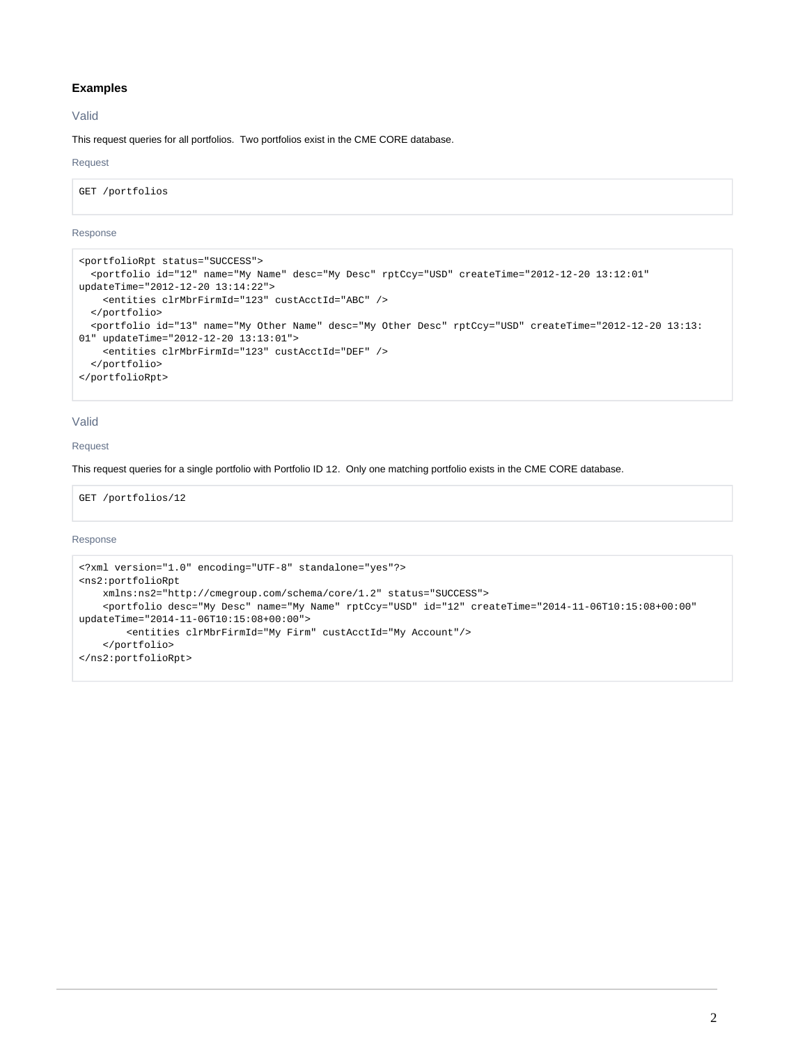### Examples

#### Valid

This request queries for all portfolios.  Two portfolios exist in the CME CORE database.

##### Request

```
GET /portfolios
```

##### Response

```
<portfolioRpt status="SUCCESS">
  <portfolio id="12" name="My Name" desc="My Desc" rptCcy="USD" createTime="2012-12-20 13:12:01"
updateTime="2012-12-20 13:14:22">
    <entities clrMbrFirmId="123" custAcctId="ABC" />
  </portfolio>
  <portfolio id="13" name="My Other Name" desc="My Other Desc" rptCcy="USD" createTime="2012-12-20 13:13:
01" updateTime="2012-12-20 13:13:01">
    <entities clrMbrFirmId="123" custAcctId="DEF" />
  </portfolio>
</portfolioRpt>
```

#### Valid

##### Request

This request queries for a single portfolio with Portfolio ID 12.  Only one matching portfolio exists in the CME CORE database.

```
GET /portfolios/12
```

##### Response

```
<?xml version="1.0" encoding="UTF-8" standalone="yes"?>
<ns2:portfolioRpt
    xmlns:ns2="http://cmegroup.com/schema/core/1.2" status="SUCCESS">
    <portfolio desc="My Desc" name="My Name" rptCcy="USD" id="12" createTime="2014-11-06T10:15:08+00:00"
updateTime="2014-11-06T10:15:08+00:00">
        <entities clrMbrFirmId="My Firm" custAcctId="My Account"/>
    </portfolio>
</ns2:portfolioRpt>
```